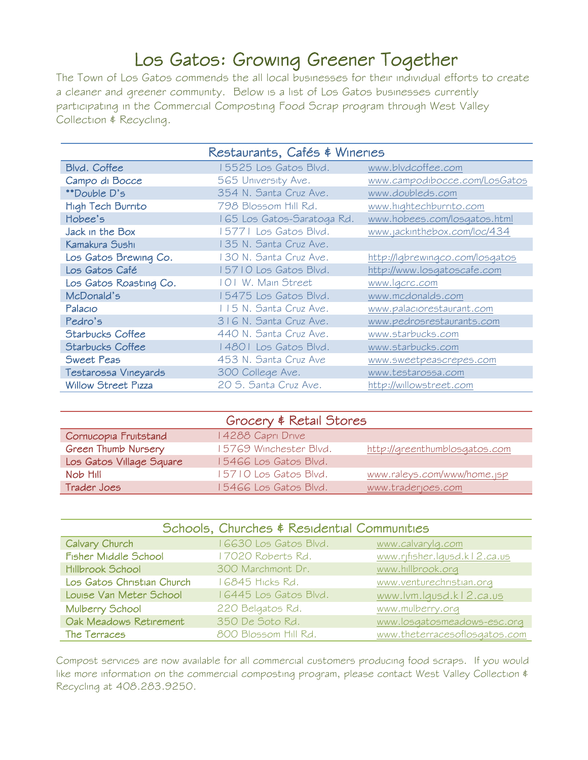# Los Gatos: Growing Greener Together

The Town of Los Gatos commends the all local businesses for their individual efforts to create a cleaner and greener community. Below is a list of Los Gatos businesses currently participating in the Commercial Composting Food Scrap program through West Valley Collection & Recycling.

## Restaurants, Cafés & Wineries

| Name | Address | Website |
|---|---|---|
| Blvd. Coffee | 15525 Los Gatos Blvd. | www.blvdcoffee.com |
| Campo di Bocce | 565 University Ave. | www.campodibocce.com/LosGatos |
| **Double D's | 354 N. Santa Cruz Ave. | www.doubleds.com |
| High Tech Burrito | 798 Blossom Hill Rd. | www.hightechburrito.com |
| Hobee's | 165 Los Gatos-Saratoga Rd. | www.hobees.com/losgatos.html |
| Jack in the Box | 15771 Los Gatos Blvd. | www.jackinthebox.com/loc/434 |
| Kamakura Sushi | 135 N. Santa Cruz Ave. | |
| Los Gatos Brewing Co. | 130 N. Santa Cruz Ave. | http://lgbrewingco.com/losgatos |
| Los Gatos Café | 15710 Los Gatos Blvd. | http://www.losgatoscafe.com |
| Los Gatos Roasting Co. | 101 W. Main Street | www.lgcrc.com |
| McDonald's | 15475 Los Gatos Blvd. | www.mcdonalds.com |
| Palacio | 115 N. Santa Cruz Ave. | www.palaciorestaurant.com |
| Pedro's | 316 N. Santa Cruz Ave. | www.pedrosrestaurants.com |
| Starbucks Coffee | 440 N. Santa Cruz Ave. | www.starbucks.com |
| Starbucks Coffee | 14801 Los Gatos Blvd. | www.starbucks.com |
| Sweet Peas | 453 N. Santa Cruz Ave | www.sweetpeascrepes.com |
| Testarossa Vineyards | 300 College Ave. | www.testarossa.com |
| Willow Street Pizza | 20 S. Santa Cruz Ave. | http://willowstreet.com |

## Grocery & Retail Stores

| Name | Address | Website |
|---|---|---|
| Cornucopia Fruitstand | 14288 Capri Drive | |
| Green Thumb Nursery | 15769 Winchester Blvd. | http://greenthumblosgatos.com |
| Los Gatos Village Square | 15466 Los Gatos Blvd. | |
| Nob Hill | 15710 Los Gatos Blvd. | www.raleys.com/www/home.jsp |
| Trader Joes | 15466 Los Gatos Blvd. | www.traderjoes.com |

## Schools, Churches & Residential Communities

| Name | Address | Website |
|---|---|---|
| Calvary Church | 16630 Los Gatos Blvd. | www.calvarylg.com |
| Fisher Middle School | 17020 Roberts Rd. | www.rjfisher.lgusd.k12.ca.us |
| Hillbrook School | 300 Marchmont Dr. | www.hillbrook.org |
| Los Gatos Christian Church | 16845 Hicks Rd. | www.venturechristian.org |
| Louise Van Meter School | 16445 Los Gatos Blvd. | www.lvm.lgusd.k12.ca.us |
| Mulberry School | 220 Belgatos Rd. | www.mulberry.org |
| Oak Meadows Retirement | 350 De Soto Rd. | www.losgatosmeadows-esc.org |
| The Terraces | 800 Blossom Hill Rd. | www.theterracesoflosgatos.com |

Compost services are now available for all commercial customers producing food scraps. If you would like more information on the commercial composting program, please contact West Valley Collection & Recycling at 408.283.9250.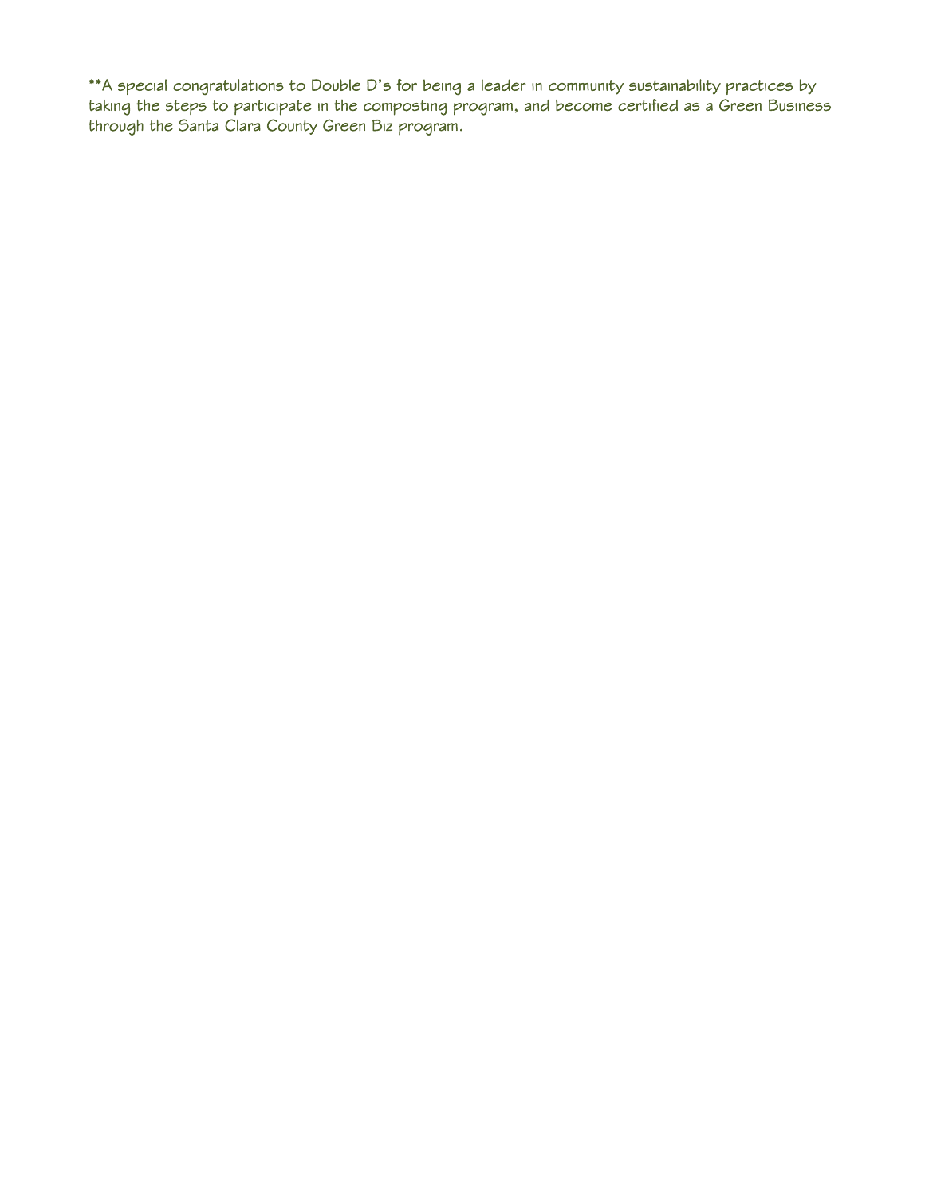**A special congratulations to Double D's for being a leader in community sustainability practices by taking the steps to participate in the composting program, and become certified as a Green Business through the Santa Clara County Green Biz program.